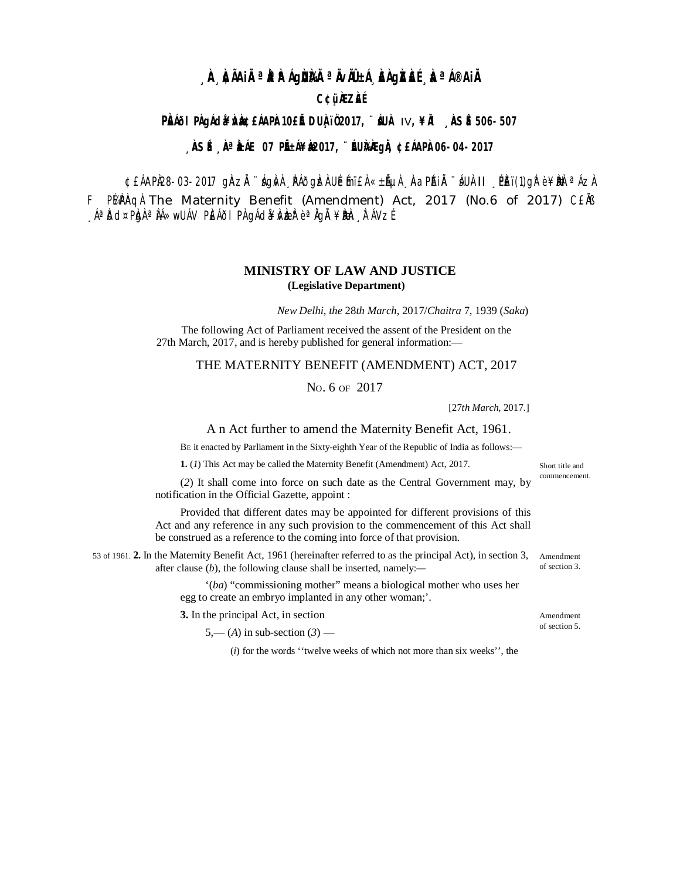¸ÀA¸À¢ÃAiÀÄ ªÀåªÀºÁgÀUÀ¼ÀÄ ªÀÄvÀÄÛ ±Á¸À£À gÀZÀ£É ¸ÀaªÁ®AiÀÄ

C¢ü¸ÀÆZÀ£É

PÀ£ÁðlPÀ gÁdå¥ÀvÀæ ¢£ÁAPÀ 10£Éà DUÀ¸ïÖ 2017, ¨sÁUÀ IV, ¥ÀÄl ¸ÀASÉå 506-507

¸ÀASÉå ¸ÀAªÀå±ÁE 07 PÉÃAzÀæ 2017, ¨ÉAUÀ¼ÀÆgÀÄ, ¢£ÁAPÀ 06-04-2017

¢£ÁAPÀ 28-03-2017 gÀAzÀÄ ¨sÁgÀvÀ ¸ÀPÁðgÀzÀ UÉeÉmï£À «±ÉõÀ ¸ÀAaPÉAiÀÄ ¨sÁUÀ II ¸ÉPÀët(1)gÀ°è ¥ÀæPÀluÁVgÀÄªÀ F PɼÀPÀAqÀ The Maternity Benefit (Amendment) Act, 2017 (No.6 of 2017) C£ÀÄß ¸ÁªÀðd¤PÀgÀ ªÀiÁ»wUÁV PÀ£ÁðlPÀ gÁdå¥ÀvÀæzÀ°è ªÀÄgÀÄ ¥ÀæPÀn¸À¯ÁVzÉ.

**MINISTRY OF LAW AND JUSTICE**
**(Legislative Department)**

*New Delhi, the* 28*th March,* 2017/*Chaitra* 7, 1939 (*Saka*)

The following Act of Parliament received the assent of the President on the 27th March, 2017, and is hereby published for general information:—

## THE MATERNITY BENEFIT (AMENDMENT) ACT, 2017

NO. 6 OF 2017

[27*th March*, 2017.]

An Act further to amend the Maternity Benefit Act, 1961.

BE it enacted by Parliament in the Sixty-eighth Year of the Republic of India as follows:—

Short title and commencement.

**1.** (*1*) This Act may be called the Maternity Benefit (Amendment) Act, 2017.

(*2*) It shall come into force on such date as the Central Government may, by notification in the Official Gazette, appoint :

Provided that different dates may be appointed for different provisions of this Act and any reference in any such provision to the commencement of this Act shall be construed as a reference to the coming into force of that provision.

Amendment of section 3.

53 of 1961. **2.** In the Maternity Benefit Act, 1961 (hereinafter referred to as the principal Act), in section 3, after clause (*b*), the following clause shall be inserted, namely:—

'(*ba*) "commissioning mother" means a biological mother who uses her egg to create an embryo implanted in any other woman;'.

Amendment of section 5.

**3.** In the principal Act, in section 5,— (*A*) in sub-section (*3*) —

(*i*) for the words ''twelve weeks of which not more than six weeks'', the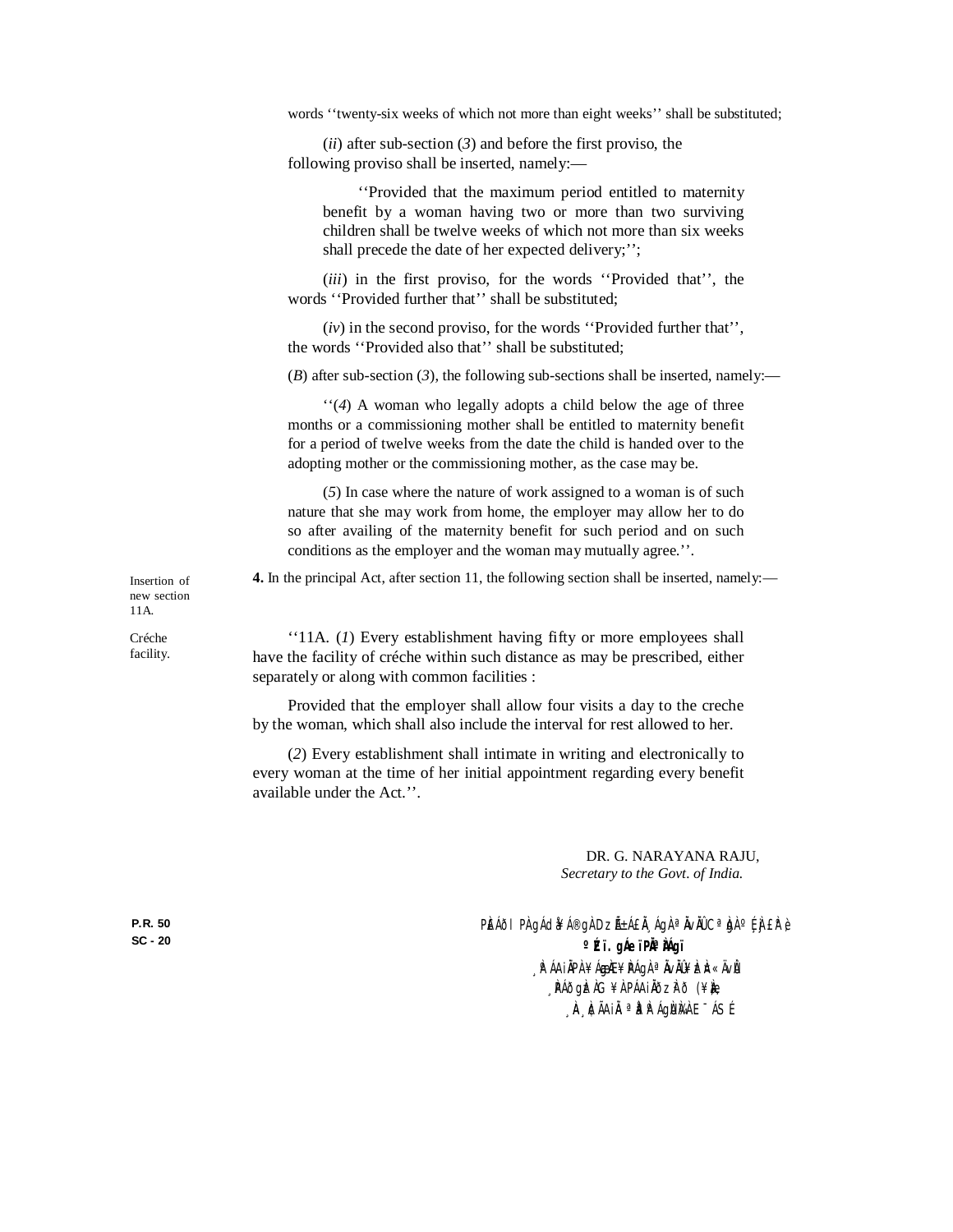words ''twenty-six weeks of which not more than eight weeks'' shall be substituted;

(*ii*) after sub-section (*3*) and before the first proviso, the following proviso shall be inserted, namely:—

> ''Provided that the maximum period entitled to maternity benefit by a woman having two or more than two surviving children shall be twelve weeks of which not more than six weeks shall precede the date of her expected delivery;'';

(*iii*) in the first proviso, for the words ''Provided that'', the words ''Provided further that'' shall be substituted;

(*iv*) in the second proviso, for the words ''Provided further that'', the words ''Provided also that'' shall be substituted;

(*B*) after sub-section (*3*), the following sub-sections shall be inserted, namely:—

> ''(*4*) A woman who legally adopts a child below the age of three months or a commissioning mother shall be entitled to maternity benefit for a period of twelve weeks from the date the child is handed over to the adopting mother or the commissioning mother, as the case may be.
>
> (*5*) In case where the nature of work assigned to a woman is of such nature that she may work from home, the employer may allow her to do so after availing of the maternity benefit for such period and on such conditions as the employer and the woman may mutually agree.''.

Insertion of new section 11A.

**4.** In the principal Act, after section 11, the following section shall be inserted, namely:—

Créche facility.

''11A. (*1*) Every establishment having fifty or more employees shall have the facility of créche within such distance as may be prescribed, either separately or along with common facilities :

Provided that the employer shall allow four visits a day to the creche by the woman, which shall also include the interval for rest allowed to her.

(*2*) Every establishment shall intimate in writing and electronically to every woman at the time of her initial appointment regarding every benefit available under the Act.''.

DR. G. NARAYANA RAJU,
*Secretary to the Govt. of India.*

P.R. 50
SC - 20

PÀ£ÁðlPÀ gÁdå¥Á®gÀ DzÉÃ±Á£ÀÄ¸ÁgÀ ªÀÄvÀÄÛ CªÀgÀ ºÉ¸Àj£À°è
**ºÉZï. gÁeÉÃ±ïPÀÄªÀiÁgï**
¸ÀPÁðj ªÀÄÄzÀæuÁ®AiÀÄzÀ ªÀÄÄRå ¤AiÀÄAvÀæPÀgÀÄ
¸ÀPÁðj PÉÃAzÀæ ªÀÄÄzÀæuÁ®AiÀÄ
¸ÀA¸ÀÌøw ¨sÀªÀ£À, ¨ÉAUÀ¼ÀÆgÀÄ